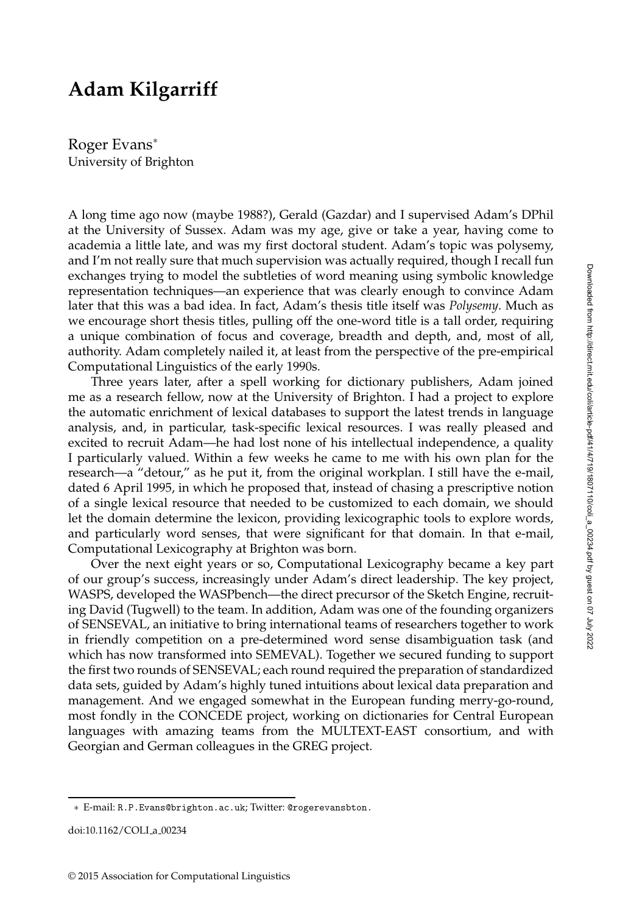# Adam Kilgarriff

Roger Evans*
University of Brighton

A long time ago now (maybe 1988?), Gerald (Gazdar) and I supervised Adam's DPhil at the University of Sussex. Adam was my age, give or take a year, having come to academia a little late, and was my first doctoral student. Adam's topic was polysemy, and I'm not really sure that much supervision was actually required, though I recall fun exchanges trying to model the subtleties of word meaning using symbolic knowledge representation techniques—an experience that was clearly enough to convince Adam later that this was a bad idea. In fact, Adam's thesis title itself was *Polysemy*. Much as we encourage short thesis titles, pulling off the one-word title is a tall order, requiring a unique combination of focus and coverage, breadth and depth, and, most of all, authority. Adam completely nailed it, at least from the perspective of the pre-empirical Computational Linguistics of the early 1990s.

Three years later, after a spell working for dictionary publishers, Adam joined me as a research fellow, now at the University of Brighton. I had a project to explore the automatic enrichment of lexical databases to support the latest trends in language analysis, and, in particular, task-specific lexical resources. I was really pleased and excited to recruit Adam—he had lost none of his intellectual independence, a quality I particularly valued. Within a few weeks he came to me with his own plan for the research—a "detour," as he put it, from the original workplan. I still have the e-mail, dated 6 April 1995, in which he proposed that, instead of chasing a prescriptive notion of a single lexical resource that needed to be customized to each domain, we should let the domain determine the lexicon, providing lexicographic tools to explore words, and particularly word senses, that were significant for that domain. In that e-mail, Computational Lexicography at Brighton was born.

Over the next eight years or so, Computational Lexicography became a key part of our group's success, increasingly under Adam's direct leadership. The key project, WASPS, developed the WASPbench—the direct precursor of the Sketch Engine, recruiting David (Tugwell) to the team. In addition, Adam was one of the founding organizers of SENSEVAL, an initiative to bring international teams of researchers together to work in friendly competition on a pre-determined word sense disambiguation task (and which has now transformed into SEMEVAL). Together we secured funding to support the first two rounds of SENSEVAL; each round required the preparation of standardized data sets, guided by Adam's highly tuned intuitions about lexical data preparation and management. And we engaged somewhat in the European funding merry-go-round, most fondly in the CONCEDE project, working on dictionaries for Central European languages with amazing teams from the MULTEXT-EAST consortium, and with Georgian and German colleagues in the GREG project.

* E-mail: R.P.Evans@brighton.ac.uk; Twitter: @rogerevansbton.

doi:10.1162/COLI_a_00234

© 2015 Association for Computational Linguistics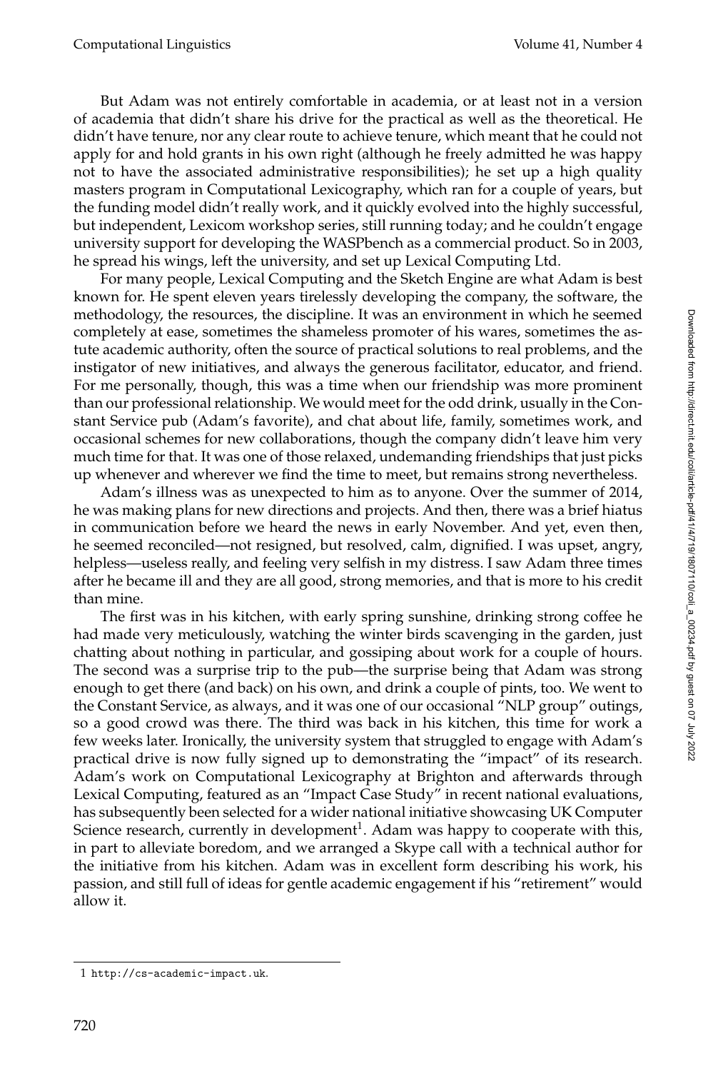But Adam was not entirely comfortable in academia, or at least not in a version of academia that didn't share his drive for the practical as well as the theoretical. He didn't have tenure, nor any clear route to achieve tenure, which meant that he could not apply for and hold grants in his own right (although he freely admitted he was happy not to have the associated administrative responsibilities); he set up a high quality masters program in Computational Lexicography, which ran for a couple of years, but the funding model didn't really work, and it quickly evolved into the highly successful, but independent, Lexicom workshop series, still running today; and he couldn't engage university support for developing the WASPbench as a commercial product. So in 2003, he spread his wings, left the university, and set up Lexical Computing Ltd.

For many people, Lexical Computing and the Sketch Engine are what Adam is best known for. He spent eleven years tirelessly developing the company, the software, the methodology, the resources, the discipline. It was an environment in which he seemed completely at ease, sometimes the shameless promoter of his wares, sometimes the astute academic authority, often the source of practical solutions to real problems, and the instigator of new initiatives, and always the generous facilitator, educator, and friend. For me personally, though, this was a time when our friendship was more prominent than our professional relationship. We would meet for the odd drink, usually in the Constant Service pub (Adam's favorite), and chat about life, family, sometimes work, and occasional schemes for new collaborations, though the company didn't leave him very much time for that. It was one of those relaxed, undemanding friendships that just picks up whenever and wherever we find the time to meet, but remains strong nevertheless.

Adam's illness was as unexpected to him as to anyone. Over the summer of 2014, he was making plans for new directions and projects. And then, there was a brief hiatus in communication before we heard the news in early November. And yet, even then, he seemed reconciled—not resigned, but resolved, calm, dignified. I was upset, angry, helpless—useless really, and feeling very selfish in my distress. I saw Adam three times after he became ill and they are all good, strong memories, and that is more to his credit than mine.

The first was in his kitchen, with early spring sunshine, drinking strong coffee he had made very meticulously, watching the winter birds scavenging in the garden, just chatting about nothing in particular, and gossiping about work for a couple of hours. The second was a surprise trip to the pub—the surprise being that Adam was strong enough to get there (and back) on his own, and drink a couple of pints, too. We went to the Constant Service, as always, and it was one of our occasional "NLP group" outings, so a good crowd was there. The third was back in his kitchen, this time for work a few weeks later. Ironically, the university system that struggled to engage with Adam's practical drive is now fully signed up to demonstrating the "impact" of its research. Adam's work on Computational Lexicography at Brighton and afterwards through Lexical Computing, featured as an "Impact Case Study" in recent national evaluations, has subsequently been selected for a wider national initiative showcasing UK Computer Science research, currently in development[1]. Adam was happy to cooperate with this, in part to alleviate boredom, and we arranged a Skype call with a technical author for the initiative from his kitchen. Adam was in excellent form describing his work, his passion, and still full of ideas for gentle academic engagement if his "retirement" would allow it.

1 http://cs-academic-impact.uk.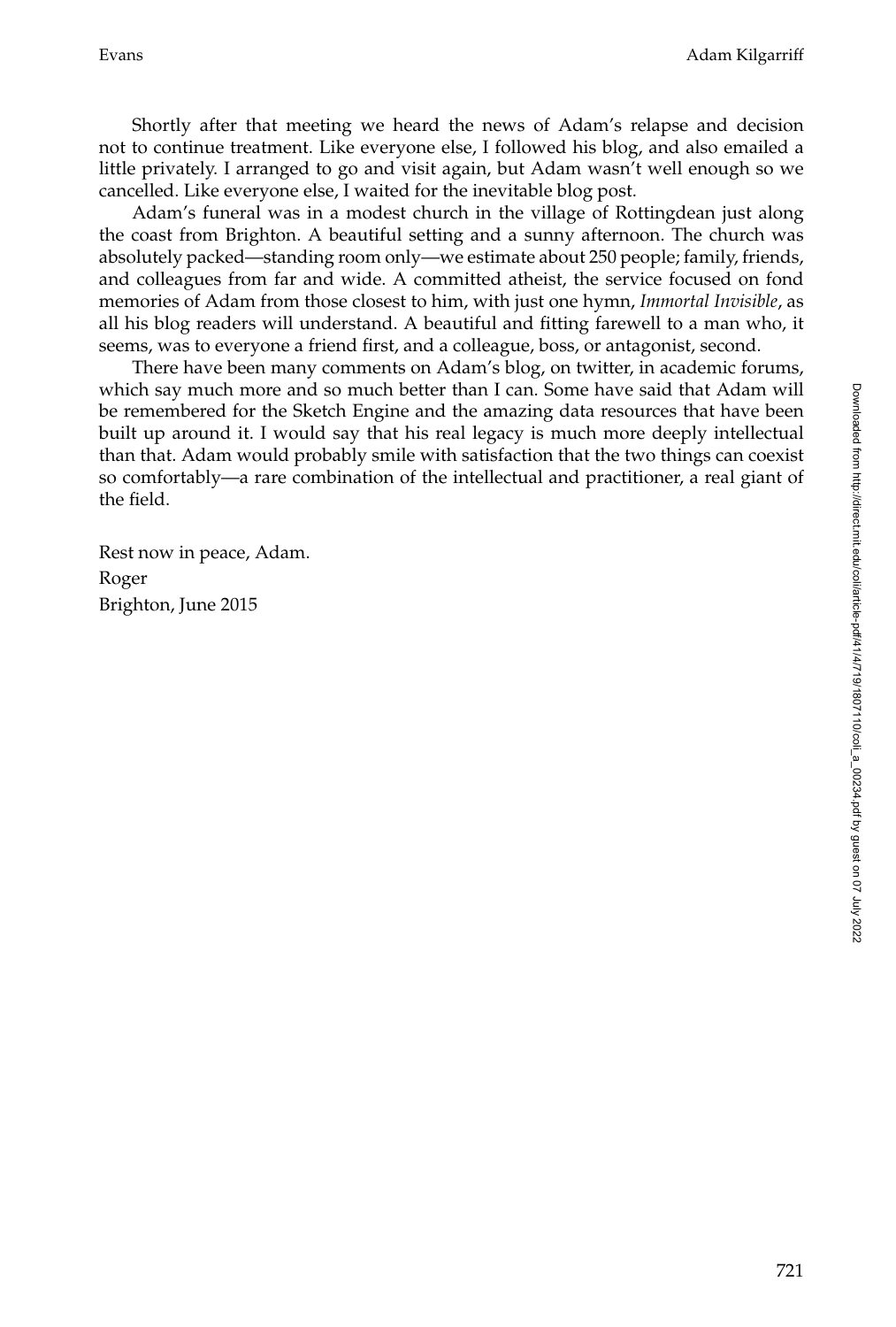Shortly after that meeting we heard the news of Adam's relapse and decision not to continue treatment. Like everyone else, I followed his blog, and also emailed a little privately. I arranged to go and visit again, but Adam wasn't well enough so we cancelled. Like everyone else, I waited for the inevitable blog post.

Adam's funeral was in a modest church in the village of Rottingdean just along the coast from Brighton. A beautiful setting and a sunny afternoon. The church was absolutely packed—standing room only—we estimate about 250 people; family, friends, and colleagues from far and wide. A committed atheist, the service focused on fond memories of Adam from those closest to him, with just one hymn, *Immortal Invisible*, as all his blog readers will understand. A beautiful and fitting farewell to a man who, it seems, was to everyone a friend first, and a colleague, boss, or antagonist, second.

There have been many comments on Adam's blog, on twitter, in academic forums, which say much more and so much better than I can. Some have said that Adam will be remembered for the Sketch Engine and the amazing data resources that have been built up around it. I would say that his real legacy is much more deeply intellectual than that. Adam would probably smile with satisfaction that the two things can coexist so comfortably—a rare combination of the intellectual and practitioner, a real giant of the field.

Rest now in peace, Adam.  
Roger  
Brighton, June 2015